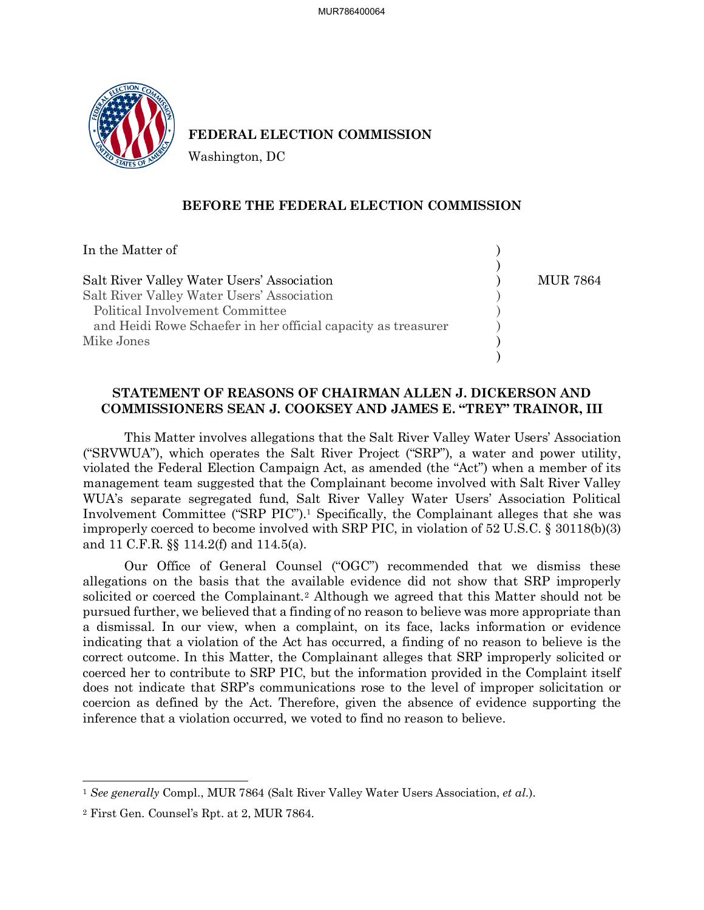**FEDERAL ELECTION COMMISSION**
Washington, DC

## BEFORE THE FEDERAL ELECTION COMMISSION

| | | |
|---|---|---|
| In the Matter of | ) | |
| | ) | |
| Salt River Valley Water Users' Association | ) | MUR 7864 |
| Salt River Valley Water Users' Association | ) | |
| Political Involvement Committee | ) | |
| and Heidi Rowe Schaefer in her official capacity as treasurer | ) | |
| Mike Jones | ) | |
| | ) | |

### STATEMENT OF REASONS OF CHAIRMAN ALLEN J. DICKERSON AND COMMISSIONERS SEAN J. COOKSEY AND JAMES E. "TREY" TRAINOR, III

This Matter involves allegations that the Salt River Valley Water Users' Association ("SRVWUA"), which operates the Salt River Project ("SRP"), a water and power utility, violated the Federal Election Campaign Act, as amended (the "Act") when a member of its management team suggested that the Complainant become involved with Salt River Valley WUA's separate segregated fund, Salt River Valley Water Users' Association Political Involvement Committee ("SRP PIC").[1] Specifically, the Complainant alleges that she was improperly coerced to become involved with SRP PIC, in violation of 52 U.S.C. § 30118(b)(3) and 11 C.F.R. §§ 114.2(f) and 114.5(a).

Our Office of General Counsel ("OGC") recommended that we dismiss these allegations on the basis that the available evidence did not show that SRP improperly solicited or coerced the Complainant.[2] Although we agreed that this Matter should not be pursued further, we believed that a finding of no reason to believe was more appropriate than a dismissal. In our view, when a complaint, on its face, lacks information or evidence indicating that a violation of the Act has occurred, a finding of no reason to believe is the correct outcome. In this Matter, the Complainant alleges that SRP improperly solicited or coerced her to contribute to SRP PIC, but the information provided in the Complaint itself does not indicate that SRP's communications rose to the level of improper solicitation or coercion as defined by the Act. Therefore, given the absence of evidence supporting the inference that a violation occurred, we voted to find no reason to believe.

---

[1] *See generally* Compl., MUR 7864 (Salt River Valley Water Users Association, *et al.*).

[2] First Gen. Counsel's Rpt. at 2, MUR 7864.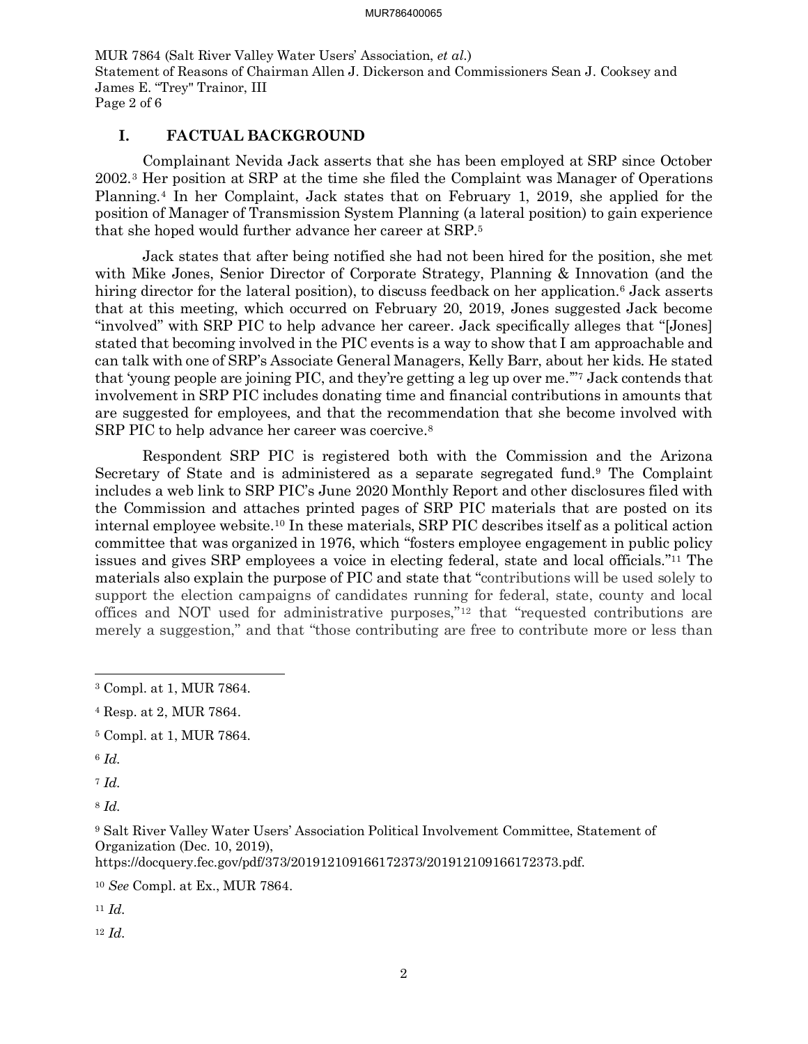## I. FACTUAL BACKGROUND

Complainant Nevida Jack asserts that she has been employed at SRP since October 2002.[3] Her position at SRP at the time she filed the Complaint was Manager of Operations Planning.[4] In her Complaint, Jack states that on February 1, 2019, she applied for the position of Manager of Transmission System Planning (a lateral position) to gain experience that she hoped would further advance her career at SRP.[5]

Jack states that after being notified she had not been hired for the position, she met with Mike Jones, Senior Director of Corporate Strategy, Planning & Innovation (and the hiring director for the lateral position), to discuss feedback on her application.[6] Jack asserts that at this meeting, which occurred on February 20, 2019, Jones suggested Jack become "involved" with SRP PIC to help advance her career. Jack specifically alleges that "[Jones] stated that becoming involved in the PIC events is a way to show that I am approachable and can talk with one of SRP's Associate General Managers, Kelly Barr, about her kids. He stated that 'young people are joining PIC, and they're getting a leg up over me.'"[7] Jack contends that involvement in SRP PIC includes donating time and financial contributions in amounts that are suggested for employees, and that the recommendation that she become involved with SRP PIC to help advance her career was coercive.[8]

Respondent SRP PIC is registered both with the Commission and the Arizona Secretary of State and is administered as a separate segregated fund.[9] The Complaint includes a web link to SRP PIC's June 2020 Monthly Report and other disclosures filed with the Commission and attaches printed pages of SRP PIC materials that are posted on its internal employee website.[10] In these materials, SRP PIC describes itself as a political action committee that was organized in 1976, which "fosters employee engagement in public policy issues and gives SRP employees a voice in electing federal, state and local officials."[11] The materials also explain the purpose of PIC and state that "contributions will be used solely to support the election campaigns of candidates running for federal, state, county and local offices and NOT used for administrative purposes,"[12] that "requested contributions are merely a suggestion," and that "those contributing are free to contribute more or less than

---

[3] Compl. at 1, MUR 7864.

[4] Resp. at 2, MUR 7864.

[5] Compl. at 1, MUR 7864.

[6] *Id.*

[7] *Id.*

[8] *Id.*

[9] Salt River Valley Water Users' Association Political Involvement Committee, Statement of Organization (Dec. 10, 2019), https://docquery.fec.gov/pdf/373/201912109166172373/201912109166172373.pdf.

[10] *See* Compl. at Ex., MUR 7864.

[11] *Id.*

[12] *Id.*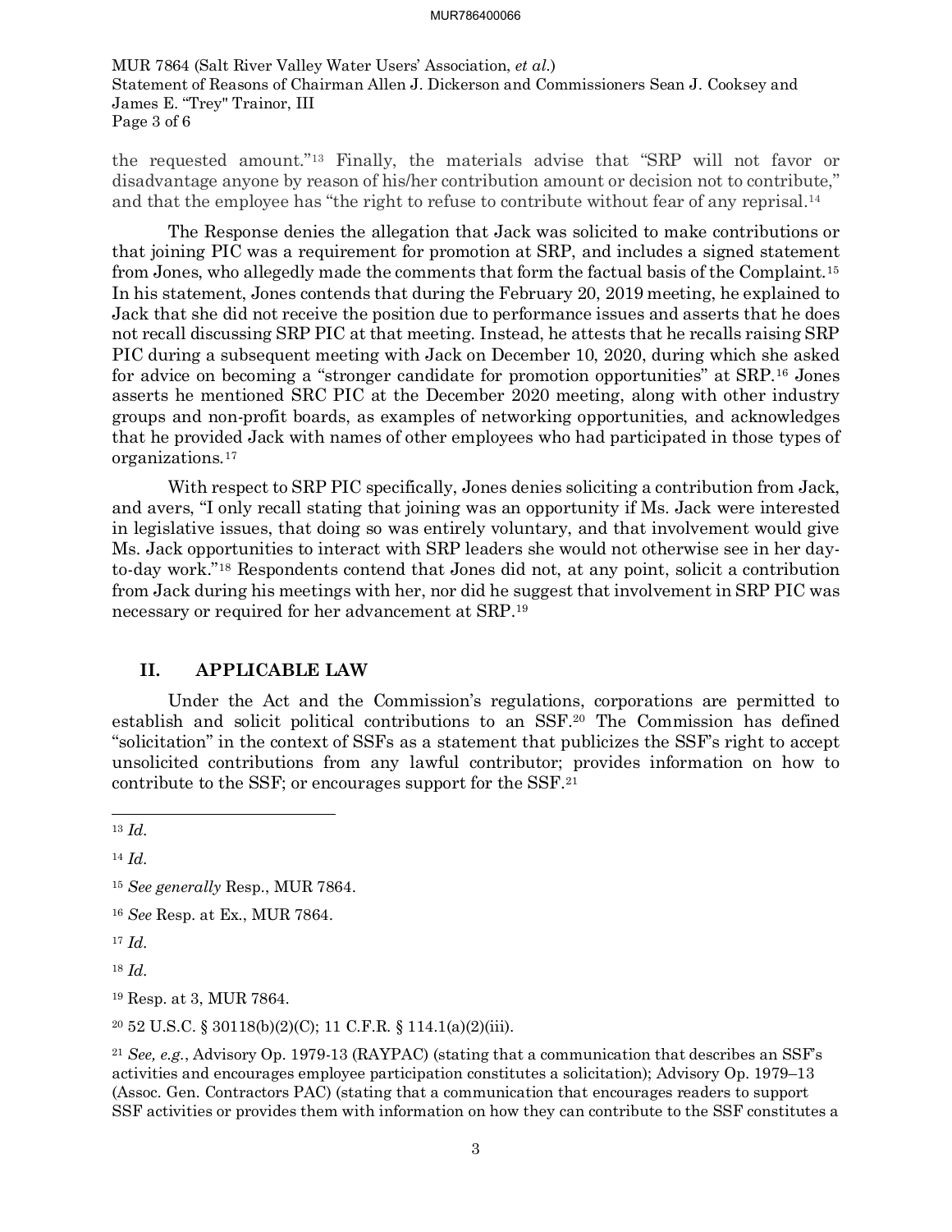the requested amount."[13] Finally, the materials advise that "SRP will not favor or disadvantage anyone by reason of his/her contribution amount or decision not to contribute," and that the employee has "the right to refuse to contribute without fear of any reprisal.[14]

The Response denies the allegation that Jack was solicited to make contributions or that joining PIC was a requirement for promotion at SRP, and includes a signed statement from Jones, who allegedly made the comments that form the factual basis of the Complaint.[15] In his statement, Jones contends that during the February 20, 2019 meeting, he explained to Jack that she did not receive the position due to performance issues and asserts that he does not recall discussing SRP PIC at that meeting. Instead, he attests that he recalls raising SRP PIC during a subsequent meeting with Jack on December 10, 2020, during which she asked for advice on becoming a "stronger candidate for promotion opportunities" at SRP.[16] Jones asserts he mentioned SRC PIC at the December 2020 meeting, along with other industry groups and non-profit boards, as examples of networking opportunities, and acknowledges that he provided Jack with names of other employees who had participated in those types of organizations.[17]

With respect to SRP PIC specifically, Jones denies soliciting a contribution from Jack, and avers, "I only recall stating that joining was an opportunity if Ms. Jack were interested in legislative issues, that doing so was entirely voluntary, and that involvement would give Ms. Jack opportunities to interact with SRP leaders she would not otherwise see in her day-to-day work."[18] Respondents contend that Jones did not, at any point, solicit a contribution from Jack during his meetings with her, nor did he suggest that involvement in SRP PIC was necessary or required for her advancement at SRP.[19]

## II. APPLICABLE LAW

Under the Act and the Commission's regulations, corporations are permitted to establish and solicit political contributions to an SSF.[20] The Commission has defined "solicitation" in the context of SSFs as a statement that publicizes the SSF's right to accept unsolicited contributions from any lawful contributor; provides information on how to contribute to the SSF; or encourages support for the SSF.[21]

---

[13] *Id.*

[14] *Id.*

[15] *See generally* Resp., MUR 7864.

[16] *See* Resp. at Ex., MUR 7864.

[17] *Id.*

[18] *Id.*

[19] Resp. at 3, MUR 7864.

[20] 52 U.S.C. § 30118(b)(2)(C); 11 C.F.R. § 114.1(a)(2)(iii).

[21] *See, e.g.*, Advisory Op. 1979-13 (RAYPAC) (stating that a communication that describes an SSF's activities and encourages employee participation constitutes a solicitation); Advisory Op. 1979–13 (Assoc. Gen. Contractors PAC) (stating that a communication that encourages readers to support SSF activities or provides them with information on how they can contribute to the SSF constitutes a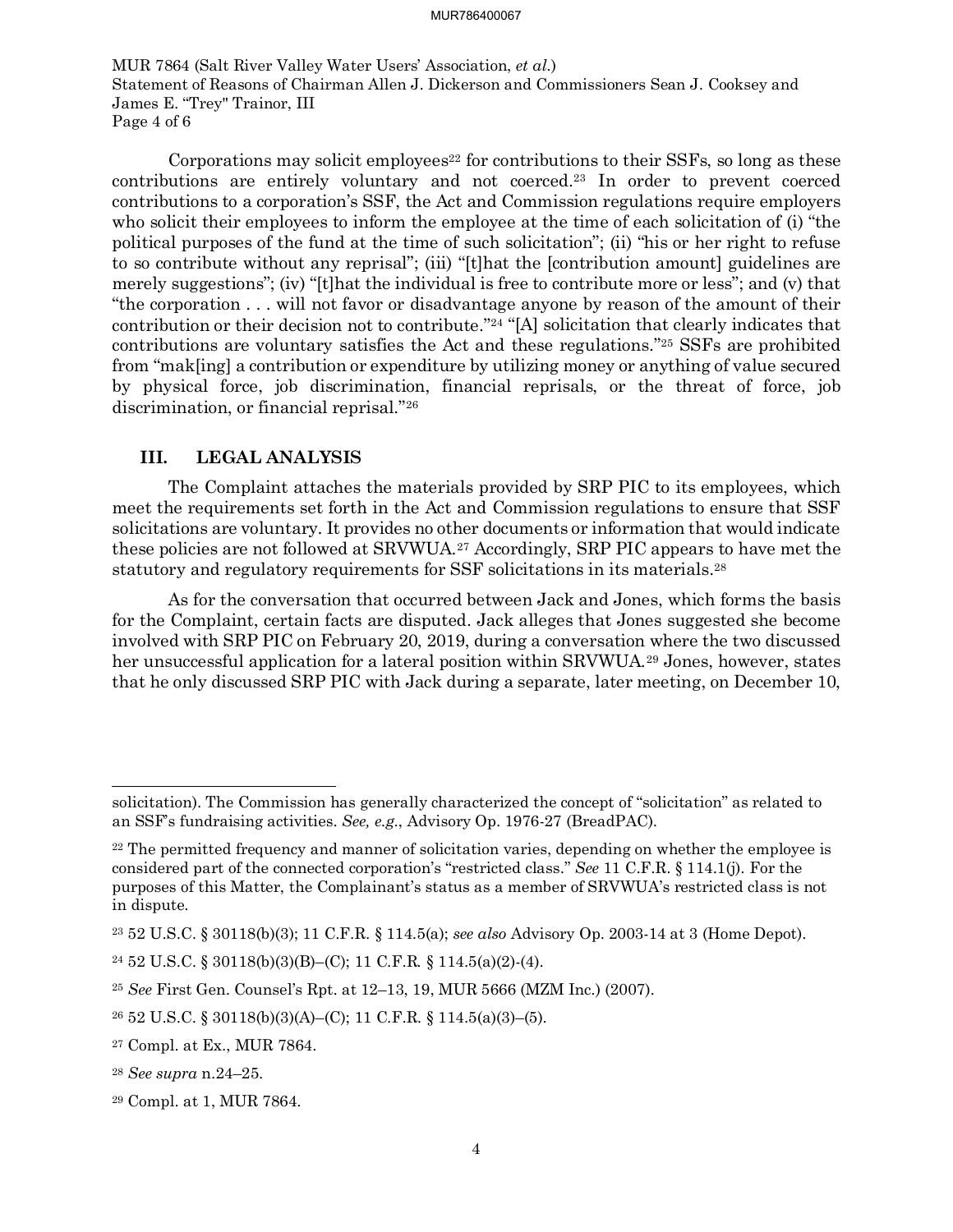Corporations may solicit employees[22] for contributions to their SSFs, so long as these contributions are entirely voluntary and not coerced.[23] In order to prevent coerced contributions to a corporation's SSF, the Act and Commission regulations require employers who solicit their employees to inform the employee at the time of each solicitation of (i) "the political purposes of the fund at the time of such solicitation"; (ii) "his or her right to refuse to so contribute without any reprisal"; (iii) "[t]hat the [contribution amount] guidelines are merely suggestions"; (iv) "[t]hat the individual is free to contribute more or less"; and (v) that "the corporation . . . will not favor or disadvantage anyone by reason of the amount of their contribution or their decision not to contribute."[24] "[A] solicitation that clearly indicates that contributions are voluntary satisfies the Act and these regulations."[25] SSFs are prohibited from "mak[ing] a contribution or expenditure by utilizing money or anything of value secured by physical force, job discrimination, financial reprisals, or the threat of force, job discrimination, or financial reprisal."[26]

## III. LEGAL ANALYSIS

The Complaint attaches the materials provided by SRP PIC to its employees, which meet the requirements set forth in the Act and Commission regulations to ensure that SSF solicitations are voluntary. It provides no other documents or information that would indicate these policies are not followed at SRVWUA.[27] Accordingly, SRP PIC appears to have met the statutory and regulatory requirements for SSF solicitations in its materials.[28]

As for the conversation that occurred between Jack and Jones, which forms the basis for the Complaint, certain facts are disputed. Jack alleges that Jones suggested she become involved with SRP PIC on February 20, 2019, during a conversation where the two discussed her unsuccessful application for a lateral position within SRVWUA.[29] Jones, however, states that he only discussed SRP PIC with Jack during a separate, later meeting, on December 10,

---

solicitation). The Commission has generally characterized the concept of "solicitation" as related to an SSF's fundraising activities. *See, e.g.*, Advisory Op. 1976-27 (BreadPAC).

[22] The permitted frequency and manner of solicitation varies, depending on whether the employee is considered part of the connected corporation's "restricted class." *See* 11 C.F.R. § 114.1(j). For the purposes of this Matter, the Complainant's status as a member of SRVWUA's restricted class is not in dispute.

[23] 52 U.S.C. § 30118(b)(3); 11 C.F.R. § 114.5(a); *see also* Advisory Op. 2003-14 at 3 (Home Depot).

[24] 52 U.S.C. § 30118(b)(3)(B)–(C); 11 C.F.R. § 114.5(a)(2)-(4).

[25] *See* First Gen. Counsel's Rpt. at 12–13, 19, MUR 5666 (MZM Inc.) (2007).

[26] 52 U.S.C. § 30118(b)(3)(A)–(C); 11 C.F.R. § 114.5(a)(3)–(5).

[27] Compl. at Ex., MUR 7864.

[28] *See supra* n.24–25.

[29] Compl. at 1, MUR 7864.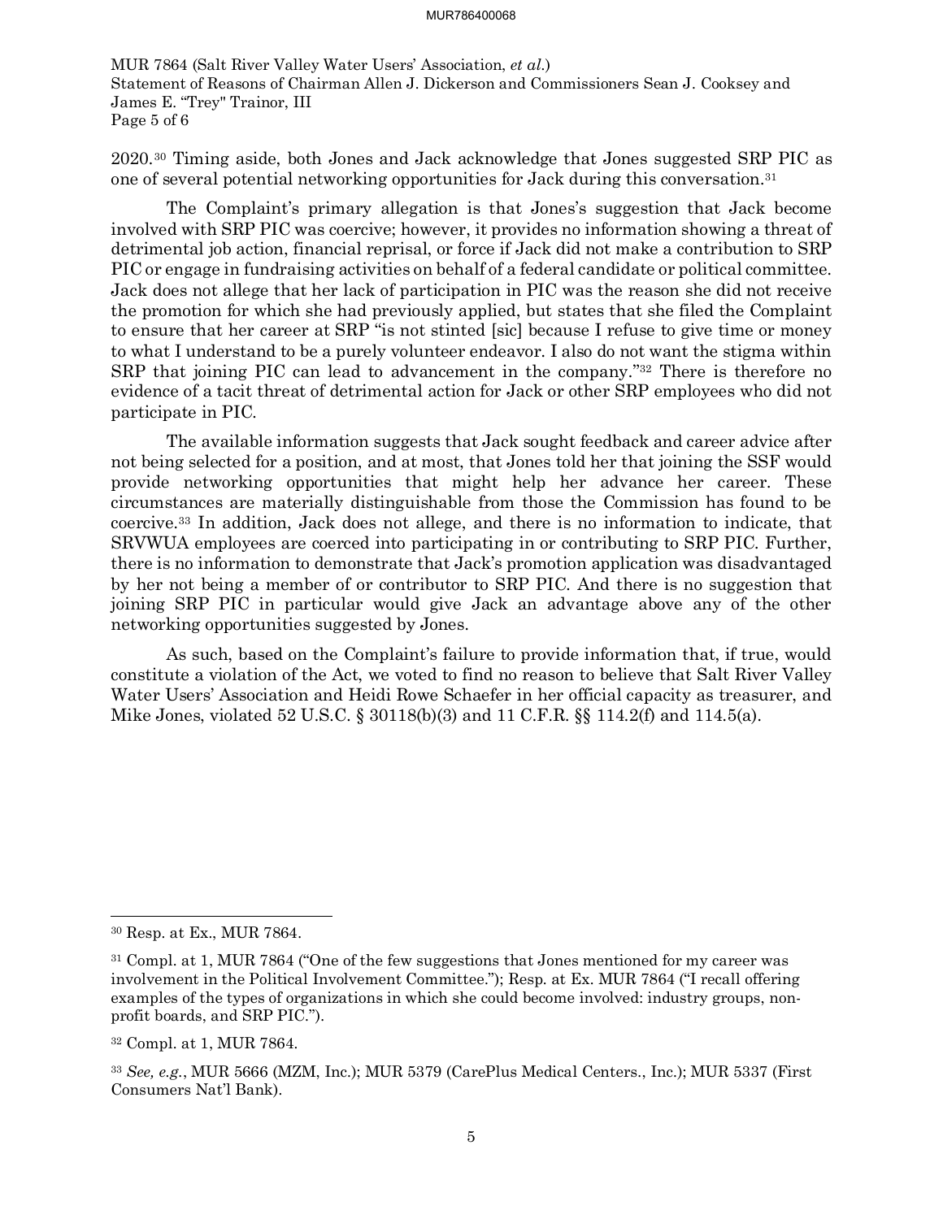2020.[30] Timing aside, both Jones and Jack acknowledge that Jones suggested SRP PIC as one of several potential networking opportunities for Jack during this conversation.[31]

The Complaint's primary allegation is that Jones's suggestion that Jack become involved with SRP PIC was coercive; however, it provides no information showing a threat of detrimental job action, financial reprisal, or force if Jack did not make a contribution to SRP PIC or engage in fundraising activities on behalf of a federal candidate or political committee. Jack does not allege that her lack of participation in PIC was the reason she did not receive the promotion for which she had previously applied, but states that she filed the Complaint to ensure that her career at SRP "is not stinted [sic] because I refuse to give time or money to what I understand to be a purely volunteer endeavor. I also do not want the stigma within SRP that joining PIC can lead to advancement in the company."[32] There is therefore no evidence of a tacit threat of detrimental action for Jack or other SRP employees who did not participate in PIC.

The available information suggests that Jack sought feedback and career advice after not being selected for a position, and at most, that Jones told her that joining the SSF would provide networking opportunities that might help her advance her career. These circumstances are materially distinguishable from those the Commission has found to be coercive.[33] In addition, Jack does not allege, and there is no information to indicate, that SRVWUA employees are coerced into participating in or contributing to SRP PIC. Further, there is no information to demonstrate that Jack's promotion application was disadvantaged by her not being a member of or contributor to SRP PIC. And there is no suggestion that joining SRP PIC in particular would give Jack an advantage above any of the other networking opportunities suggested by Jones.

As such, based on the Complaint's failure to provide information that, if true, would constitute a violation of the Act, we voted to find no reason to believe that Salt River Valley Water Users' Association and Heidi Rowe Schaefer in her official capacity as treasurer, and Mike Jones, violated 52 U.S.C. § 30118(b)(3) and 11 C.F.R. §§ 114.2(f) and 114.5(a).

---

[30] Resp. at Ex., MUR 7864.

[31] Compl. at 1, MUR 7864 ("One of the few suggestions that Jones mentioned for my career was involvement in the Political Involvement Committee."); Resp. at Ex. MUR 7864 ("I recall offering examples of the types of organizations in which she could become involved: industry groups, non-profit boards, and SRP PIC.").

[32] Compl. at 1, MUR 7864.

[33] *See, e.g.*, MUR 5666 (MZM, Inc.); MUR 5379 (CarePlus Medical Centers., Inc.); MUR 5337 (First Consumers Nat'l Bank).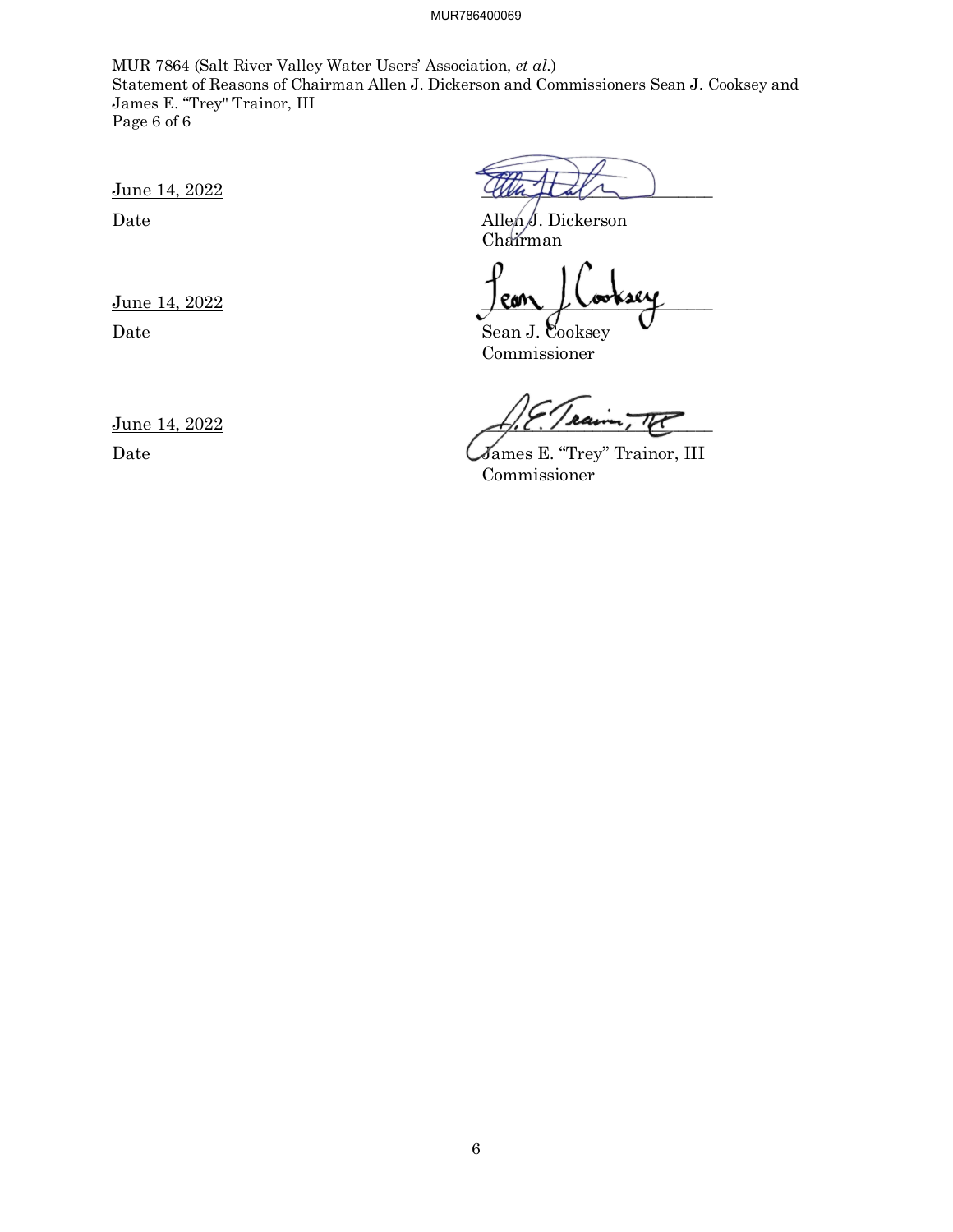June 14, 2022
Date

Allen J. Dickerson
Chairman

June 14, 2022
Date

Sean J. Cooksey
Commissioner

June 14, 2022
Date

James E. "Trey" Trainor, III
Commissioner